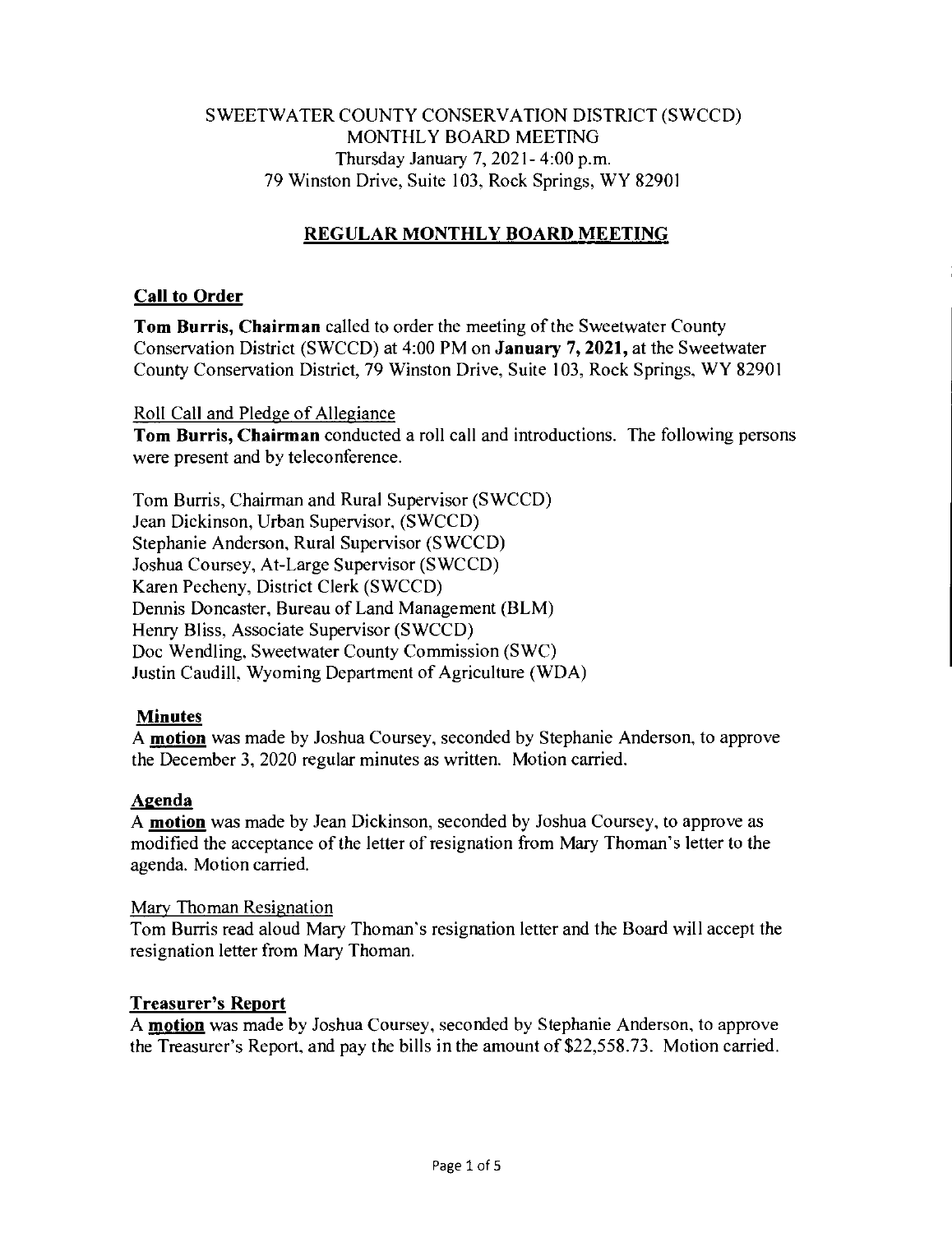SWEETWATER COUNTY CONSERVATION DISTRICT (SWCCD)
MONTHLY BOARD MEETING
Thursday January 7, 2021- 4:00 p.m.
79 Winston Drive, Suite 103, Rock Springs, WY 82901

## REGULAR MONTHLY BOARD MEETING

### Call to Order

**Tom Burris, Chairman** called to order the meeting of the Sweetwater County Conservation District (SWCCD) at 4:00 PM on **January 7, 2021,** at the Sweetwater County Conservation District, 79 Winston Drive, Suite 103, Rock Springs, WY 82901

Roll Call and Pledge of Allegiance

**Tom Burris, Chairman** conducted a roll call and introductions. The following persons were present and by teleconference.

Tom Burris, Chairman and Rural Supervisor (SWCCD)
Jean Dickinson, Urban Supervisor, (SWCCD)
Stephanie Anderson, Rural Supervisor (SWCCD)
Joshua Coursey, At-Large Supervisor (SWCCD)
Karen Pecheny, District Clerk (SWCCD)
Dennis Doncaster, Bureau of Land Management (BLM)
Henry Bliss, Associate Supervisor (SWCCD)
Doc Wendling, Sweetwater County Commission (SWC)
Justin Caudill, Wyoming Department of Agriculture (WDA)

### Minutes

A **motion** was made by Joshua Coursey, seconded by Stephanie Anderson, to approve the December 3, 2020 regular minutes as written. Motion carried.

### Agenda

A **motion** was made by Jean Dickinson, seconded by Joshua Coursey, to approve as modified the acceptance of the letter of resignation from Mary Thoman's letter to the agenda. Motion carried.

Mary Thoman Resignation

Tom Burris read aloud Mary Thoman's resignation letter and the Board will accept the resignation letter from Mary Thoman.

### Treasurer's Report

A **motion** was made by Joshua Coursey, seconded by Stephanie Anderson, to approve the Treasurer's Report, and pay the bills in the amount of $22,558.73. Motion carried.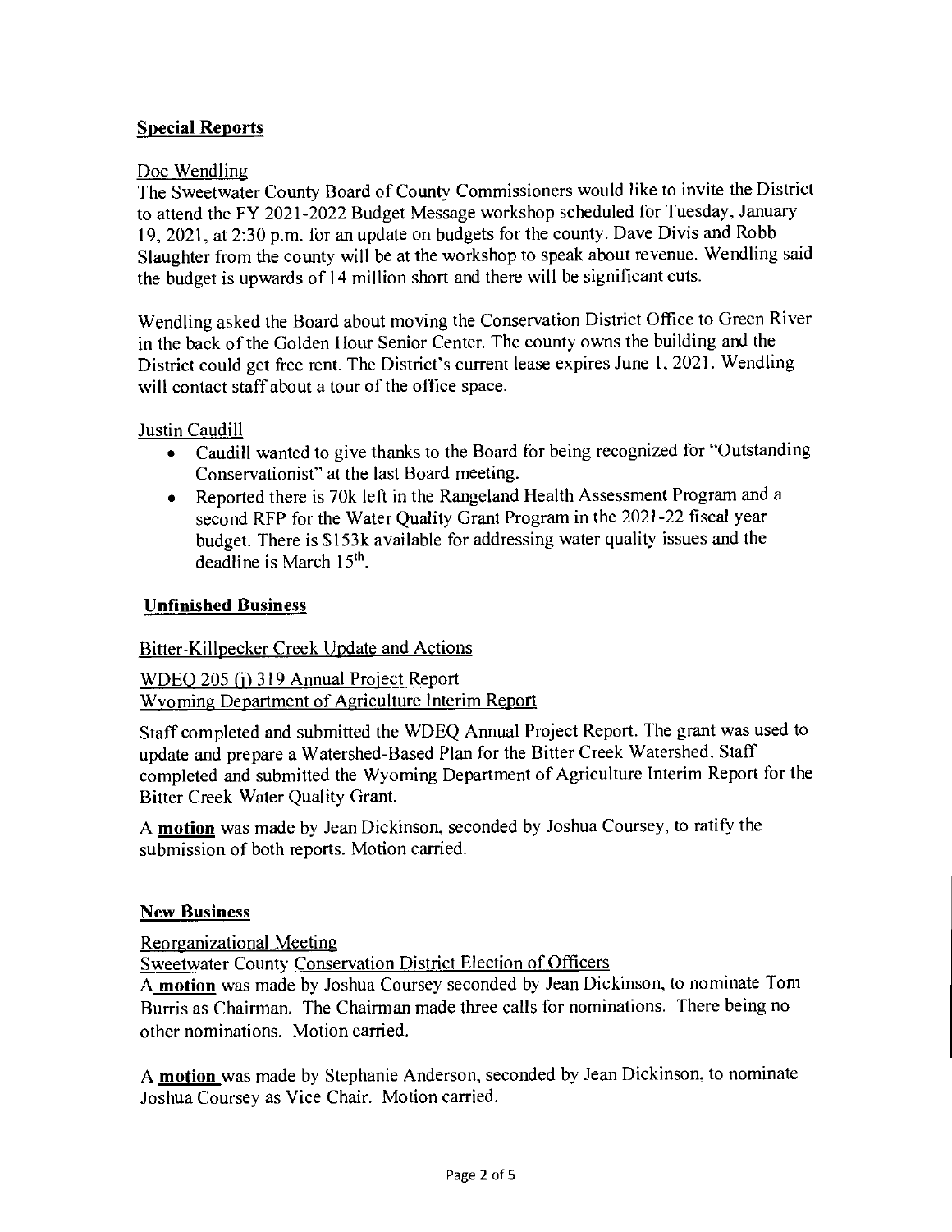## Special Reports

Doc Wendling

The Sweetwater County Board of County Commissioners would like to invite the District to attend the FY 2021-2022 Budget Message workshop scheduled for Tuesday, January 19, 2021, at 2:30 p.m. for an update on budgets for the county. Dave Divis and Robb Slaughter from the county will be at the workshop to speak about revenue. Wendling said the budget is upwards of 14 million short and there will be significant cuts.

Wendling asked the Board about moving the Conservation District Office to Green River in the back of the Golden Hour Senior Center. The county owns the building and the District could get free rent. The District's current lease expires June 1, 2021. Wendling will contact staff about a tour of the office space.

Justin Caudill

- Caudill wanted to give thanks to the Board for being recognized for "Outstanding Conservationist" at the last Board meeting.
- Reported there is 70k left in the Rangeland Health Assessment Program and a second RFP for the Water Quality Grant Program in the 2021-22 fiscal year budget. There is $153k available for addressing water quality issues and the deadline is March 15th.

## Unfinished Business

Bitter-Killpecker Creek Update and Actions

WDEQ 205 (j) 319 Annual Project Report
Wyoming Department of Agriculture Interim Report

Staff completed and submitted the WDEQ Annual Project Report. The grant was used to update and prepare a Watershed-Based Plan for the Bitter Creek Watershed. Staff completed and submitted the Wyoming Department of Agriculture Interim Report for the Bitter Creek Water Quality Grant.

A **motion** was made by Jean Dickinson, seconded by Joshua Coursey, to ratify the submission of both reports. Motion carried.

## New Business

Reorganizational Meeting

Sweetwater County Conservation District Election of Officers

A **motion** was made by Joshua Coursey seconded by Jean Dickinson, to nominate Tom Burris as Chairman. The Chairman made three calls for nominations. There being no other nominations. Motion carried.

A **motion** was made by Stephanie Anderson, seconded by Jean Dickinson, to nominate Joshua Coursey as Vice Chair. Motion carried.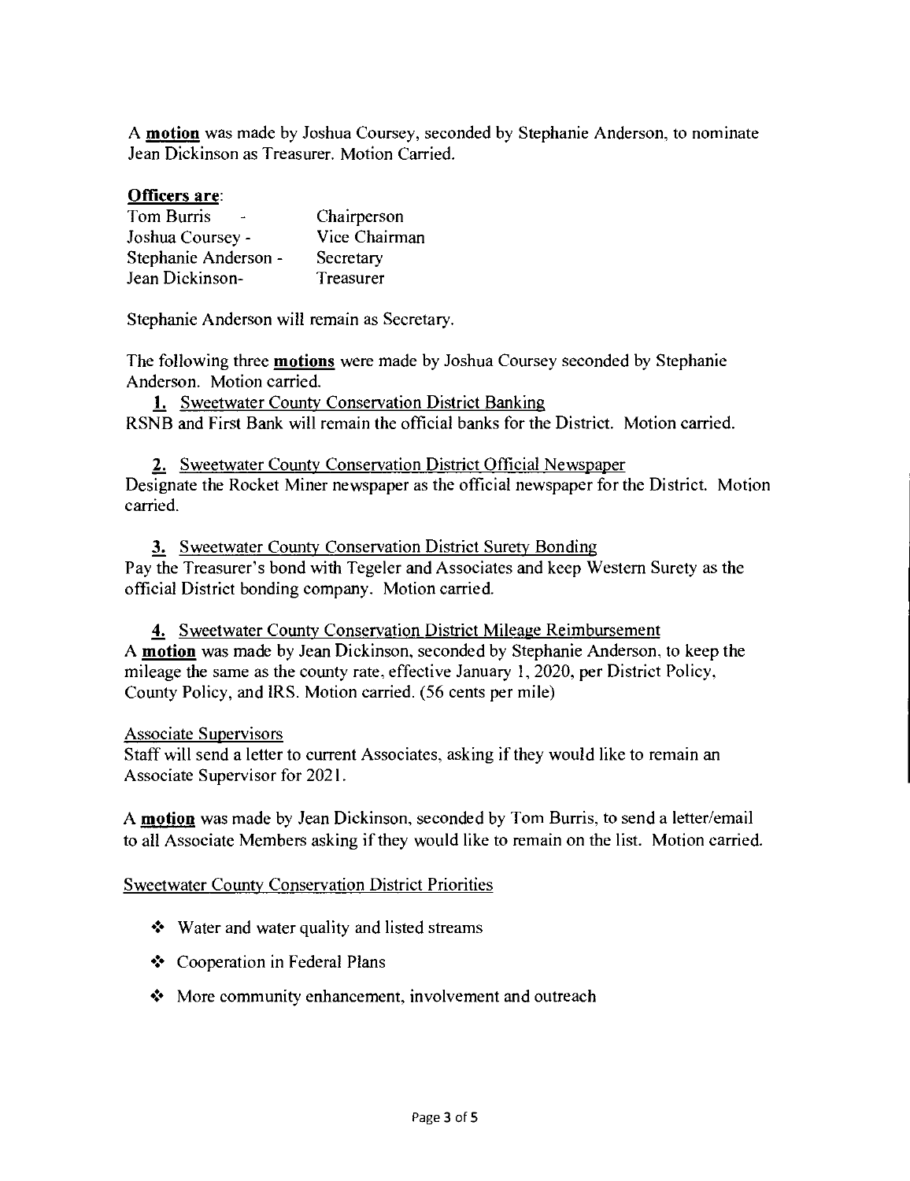A **motion** was made by Joshua Coursey, seconded by Stephanie Anderson, to nominate Jean Dickinson as Treasurer. Motion Carried.

**Officers are**:

| | |
|---|---|
| Tom Burris - | Chairperson |
| Joshua Coursey - | Vice Chairman |
| Stephanie Anderson - | Secretary |
| Jean Dickinson- | Treasurer |

Stephanie Anderson will remain as Secretary.

The following three **motions** were made by Joshua Coursey seconded by Stephanie Anderson. Motion carried.

**1.** Sweetwater County Conservation District Banking
RSNB and First Bank will remain the official banks for the District. Motion carried.

**2.** Sweetwater County Conservation District Official Newspaper
Designate the Rocket Miner newspaper as the official newspaper for the District. Motion carried.

**3.** Sweetwater County Conservation District Surety Bonding
Pay the Treasurer's bond with Tegeler and Associates and keep Western Surety as the official District bonding company. Motion carried.

**4.** Sweetwater County Conservation District Mileage Reimbursement
A **motion** was made by Jean Dickinson, seconded by Stephanie Anderson, to keep the mileage the same as the county rate, effective January 1, 2020, per District Policy, County Policy, and IRS. Motion carried. (56 cents per mile)

Associate Supervisors
Staff will send a letter to current Associates, asking if they would like to remain an Associate Supervisor for 2021.

A **motion** was made by Jean Dickinson, seconded by Tom Burris, to send a letter/email to all Associate Members asking if they would like to remain on the list. Motion carried.

Sweetwater County Conservation District Priorities

- Water and water quality and listed streams
- Cooperation in Federal Plans
- More community enhancement, involvement and outreach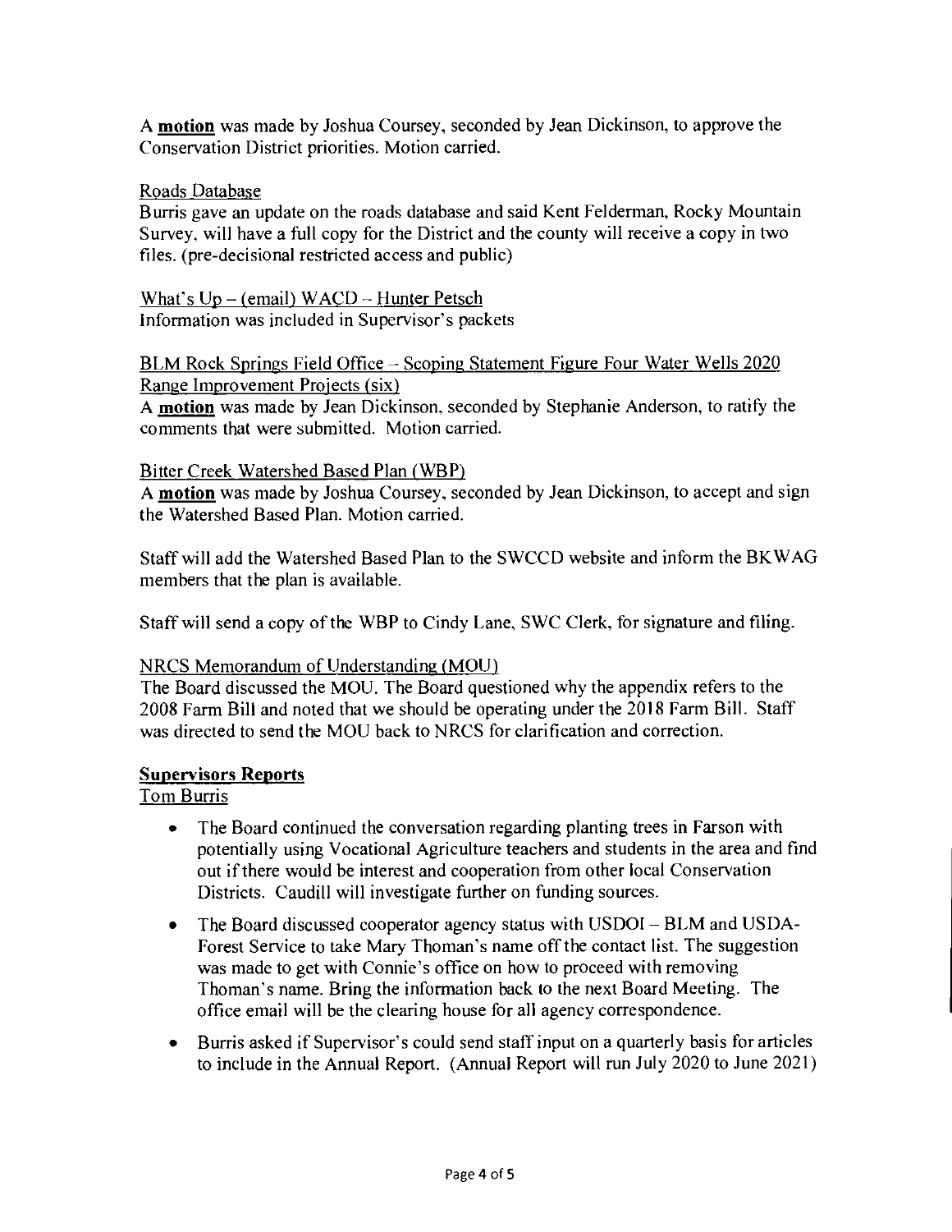A **motion** was made by Joshua Coursey, seconded by Jean Dickinson, to approve the Conservation District priorities. Motion carried.

Roads Database

Burris gave an update on the roads database and said Kent Felderman, Rocky Mountain Survey, will have a full copy for the District and the county will receive a copy in two files. (pre-decisional restricted access and public)

What's Up – (email) WACD – Hunter Petsch

Information was included in Supervisor's packets

BLM Rock Springs Field Office – Scoping Statement Figure Four Water Wells 2020 Range Improvement Projects (six)

A **motion** was made by Jean Dickinson, seconded by Stephanie Anderson, to ratify the comments that were submitted. Motion carried.

Bitter Creek Watershed Based Plan (WBP)

A **motion** was made by Joshua Coursey, seconded by Jean Dickinson, to accept and sign the Watershed Based Plan. Motion carried.

Staff will add the Watershed Based Plan to the SWCCD website and inform the BKWAG members that the plan is available.

Staff will send a copy of the WBP to Cindy Lane, SWC Clerk, for signature and filing.

NRCS Memorandum of Understanding (MOU)

The Board discussed the MOU. The Board questioned why the appendix refers to the 2008 Farm Bill and noted that we should be operating under the 2018 Farm Bill. Staff was directed to send the MOU back to NRCS for clarification and correction.

**Supervisors Reports**

Tom Burris

- The Board continued the conversation regarding planting trees in Farson with potentially using Vocational Agriculture teachers and students in the area and find out if there would be interest and cooperation from other local Conservation Districts. Caudill will investigate further on funding sources.
- The Board discussed cooperator agency status with USDOI – BLM and USDA-Forest Service to take Mary Thoman's name off the contact list. The suggestion was made to get with Connie's office on how to proceed with removing Thoman's name. Bring the information back to the next Board Meeting. The office email will be the clearing house for all agency correspondence.
- Burris asked if Supervisor's could send staff input on a quarterly basis for articles to include in the Annual Report. (Annual Report will run July 2020 to June 2021)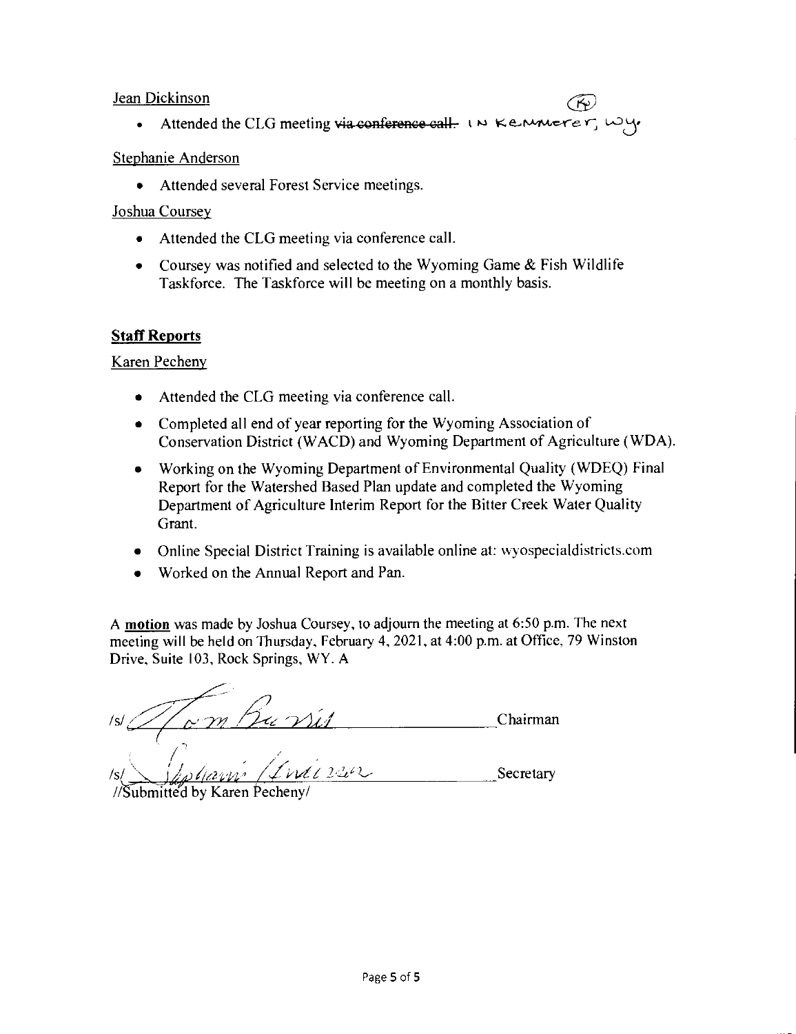Jean Dickinson

- Attended the CLG meeting ~~via conference call.~~ in Kemmerer, Wy. (KP)

Stephanie Anderson

- Attended several Forest Service meetings.

Joshua Coursey

- Attended the CLG meeting via conference call.
- Coursey was notified and selected to the Wyoming Game & Fish Wildlife Taskforce. The Taskforce will be meeting on a monthly basis.

## Staff Reports

Karen Pecheny

- Attended the CLG meeting via conference call.
- Completed all end of year reporting for the Wyoming Association of Conservation District (WACD) and Wyoming Department of Agriculture (WDA).
- Working on the Wyoming Department of Environmental Quality (WDEQ) Final Report for the Watershed Based Plan update and completed the Wyoming Department of Agriculture Interim Report for the Bitter Creek Water Quality Grant.
- Online Special District Training is available online at: wyospecialdistricts.com
- Worked on the Annual Report and Pan.

A **motion** was made by Joshua Coursey, to adjourn the meeting at 6:50 p.m. The next meeting will be held on Thursday, February 4, 2021, at 4:00 p.m. at Office, 79 Winston Drive, Suite 103, Rock Springs, WY. A

/s/ *Tom Burris* Chairman

/s/ *Stephanie Anderson* Secretary

//Submitted by Karen Pecheny/